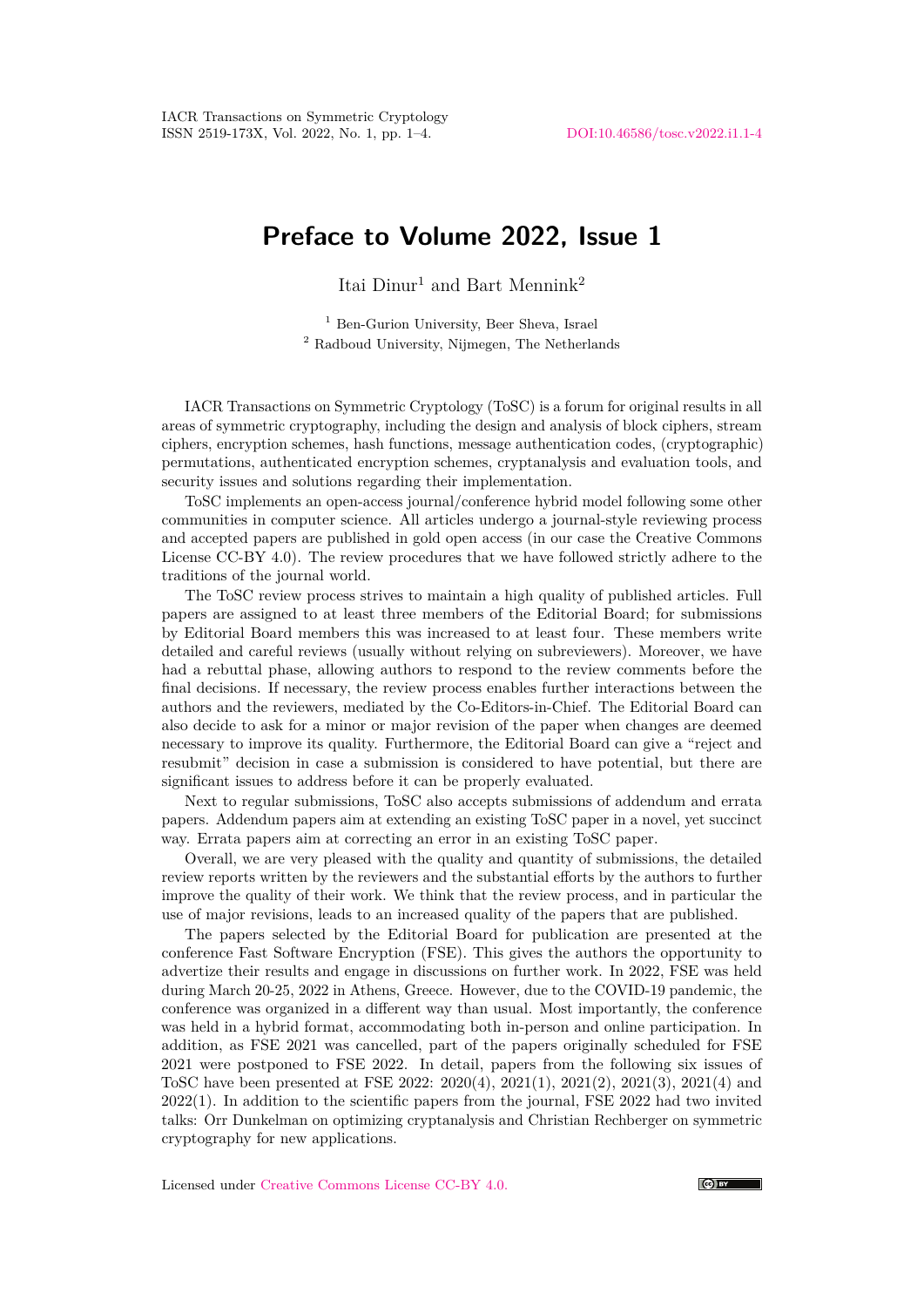# Preface to Volume 2022, Issue 1

Itai Dinur[1] and Bart Mennink[2]

[1] Ben-Gurion University, Beer Sheva, Israel
[2] Radboud University, Nijmegen, The Netherlands

IACR Transactions on Symmetric Cryptology (ToSC) is a forum for original results in all areas of symmetric cryptography, including the design and analysis of block ciphers, stream ciphers, encryption schemes, hash functions, message authentication codes, (cryptographic) permutations, authenticated encryption schemes, cryptanalysis and evaluation tools, and security issues and solutions regarding their implementation.

ToSC implements an open-access journal/conference hybrid model following some other communities in computer science. All articles undergo a journal-style reviewing process and accepted papers are published in gold open access (in our case the Creative Commons License CC-BY 4.0). The review procedures that we have followed strictly adhere to the traditions of the journal world.

The ToSC review process strives to maintain a high quality of published articles. Full papers are assigned to at least three members of the Editorial Board; for submissions by Editorial Board members this was increased to at least four. These members write detailed and careful reviews (usually without relying on subreviewers). Moreover, we have had a rebuttal phase, allowing authors to respond to the review comments before the final decisions. If necessary, the review process enables further interactions between the authors and the reviewers, mediated by the Co-Editors-in-Chief. The Editorial Board can also decide to ask for a minor or major revision of the paper when changes are deemed necessary to improve its quality. Furthermore, the Editorial Board can give a "reject and resubmit" decision in case a submission is considered to have potential, but there are significant issues to address before it can be properly evaluated.

Next to regular submissions, ToSC also accepts submissions of addendum and errata papers. Addendum papers aim at extending an existing ToSC paper in a novel, yet succinct way. Errata papers aim at correcting an error in an existing ToSC paper.

Overall, we are very pleased with the quality and quantity of submissions, the detailed review reports written by the reviewers and the substantial efforts by the authors to further improve the quality of their work. We think that the review process, and in particular the use of major revisions, leads to an increased quality of the papers that are published.

The papers selected by the Editorial Board for publication are presented at the conference Fast Software Encryption (FSE). This gives the authors the opportunity to advertize their results and engage in discussions on further work. In 2022, FSE was held during March 20-25, 2022 in Athens, Greece. However, due to the COVID-19 pandemic, the conference was organized in a different way than usual. Most importantly, the conference was held in a hybrid format, accommodating both in-person and online participation. In addition, as FSE 2021 was cancelled, part of the papers originally scheduled for FSE 2021 were postponed to FSE 2022. In detail, papers from the following six issues of ToSC have been presented at FSE 2022: 2020(4), 2021(1), 2021(2), 2021(3), 2021(4) and 2022(1). In addition to the scientific papers from the journal, FSE 2022 had two invited talks: Orr Dunkelman on optimizing cryptanalysis and Christian Rechberger on symmetric cryptography for new applications.

Licensed under Creative Commons License CC-BY 4.0.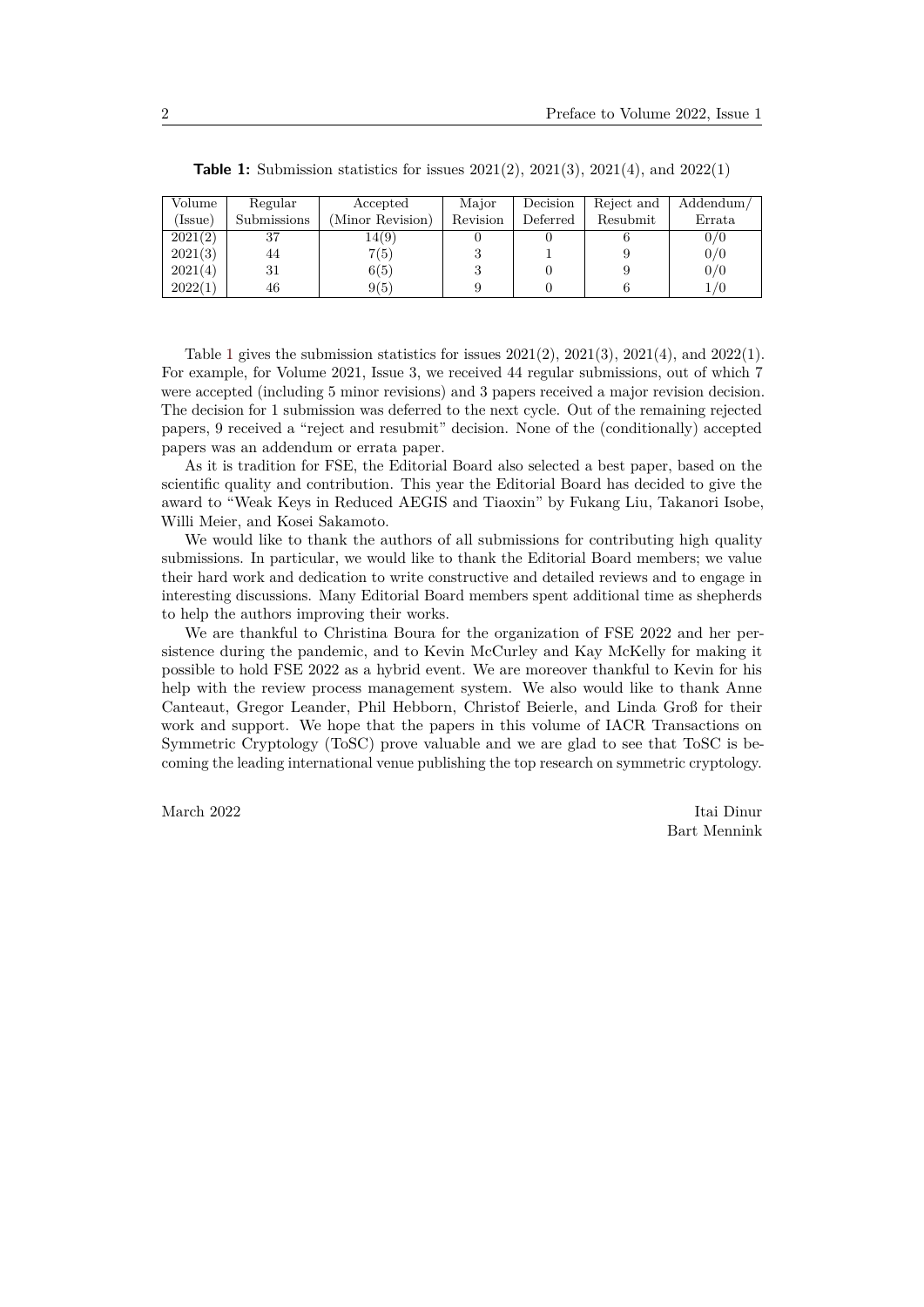**Table 1:** Submission statistics for issues 2021(2), 2021(3), 2021(4), and 2022(1)

| Volume (Issue) | Regular Submissions | Accepted (Minor Revision) | Major Revision | Decision Deferred | Reject and Resubmit | Addendum/ Errata |
|---|---|---|---|---|---|---|
| 2021(2) | 37 | 14(9) | 0 | 0 | 6 | 0/0 |
| 2021(3) | 44 | 7(5) | 3 | 1 | 9 | 0/0 |
| 2021(4) | 31 | 6(5) | 3 | 0 | 9 | 0/0 |
| 2022(1) | 46 | 9(5) | 9 | 0 | 6 | 1/0 |

Table 1 gives the submission statistics for issues 2021(2), 2021(3), 2021(4), and 2022(1). For example, for Volume 2021, Issue 3, we received 44 regular submissions, out of which 7 were accepted (including 5 minor revisions) and 3 papers received a major revision decision. The decision for 1 submission was deferred to the next cycle. Out of the remaining rejected papers, 9 received a "reject and resubmit" decision. None of the (conditionally) accepted papers was an addendum or errata paper.

As it is tradition for FSE, the Editorial Board also selected a best paper, based on the scientific quality and contribution. This year the Editorial Board has decided to give the award to "Weak Keys in Reduced AEGIS and Tiaoxin" by Fukang Liu, Takanori Isobe, Willi Meier, and Kosei Sakamoto.

We would like to thank the authors of all submissions for contributing high quality submissions. In particular, we would like to thank the Editorial Board members; we value their hard work and dedication to write constructive and detailed reviews and to engage in interesting discussions. Many Editorial Board members spent additional time as shepherds to help the authors improving their works.

We are thankful to Christina Boura for the organization of FSE 2022 and her persistence during the pandemic, and to Kevin McCurley and Kay McKelly for making it possible to hold FSE 2022 as a hybrid event. We are moreover thankful to Kevin for his help with the review process management system. We also would like to thank Anne Canteaut, Gregor Leander, Phil Hebborn, Christof Beierle, and Linda Groß for their work and support. We hope that the papers in this volume of IACR Transactions on Symmetric Cryptology (ToSC) prove valuable and we are glad to see that ToSC is becoming the leading international venue publishing the top research on symmetric cryptology.

March 2022

Itai Dinur
Bart Mennink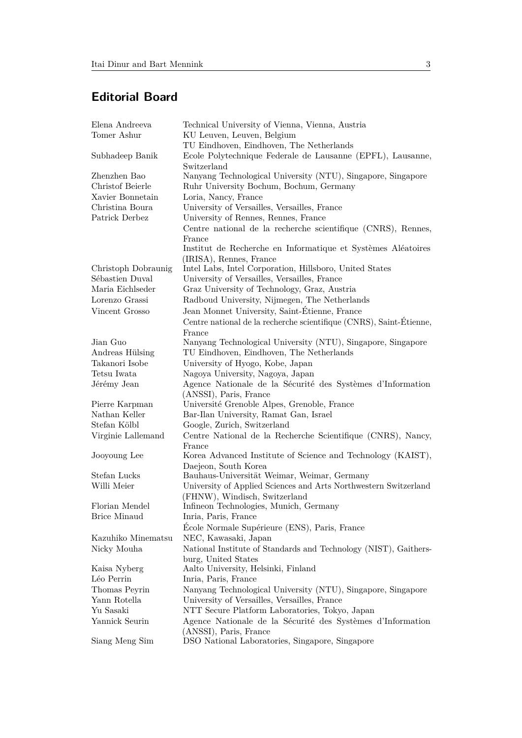## Editorial Board

| | |
|---|---|
| Elena Andreeva | Technical University of Vienna, Vienna, Austria |
| Tomer Ashur | KU Leuven, Leuven, Belgium<br>TU Eindhoven, Eindhoven, The Netherlands |
| Subhadeep Banik | Ecole Polytechnique Federale de Lausanne (EPFL), Lausanne, Switzerland |
| Zhenzhen Bao | Nanyang Technological University (NTU), Singapore, Singapore |
| Christof Beierle | Ruhr University Bochum, Bochum, Germany |
| Xavier Bonnetain | Loria, Nancy, France |
| Christina Boura | University of Versailles, Versailles, France |
| Patrick Derbez | University of Rennes, Rennes, France<br>Centre national de la recherche scientifique (CNRS), Rennes, France<br>Institut de Recherche en Informatique et Systèmes Aléatoires (IRISA), Rennes, France |
| Christoph Dobraunig | Intel Labs, Intel Corporation, Hillsboro, United States |
| Sébastien Duval | University of Versailles, Versailles, France |
| Maria Eichlseder | Graz University of Technology, Graz, Austria |
| Lorenzo Grassi | Radboud University, Nijmegen, The Netherlands |
| Vincent Grosso | Jean Monnet University, Saint-Étienne, France<br>Centre national de la recherche scientifique (CNRS), Saint-Étienne, France |
| Jian Guo | Nanyang Technological University (NTU), Singapore, Singapore |
| Andreas Hülsing | TU Eindhoven, Eindhoven, The Netherlands |
| Takanori Isobe | University of Hyogo, Kobe, Japan |
| Tetsu Iwata | Nagoya University, Nagoya, Japan |
| Jérémy Jean | Agence Nationale de la Sécurité des Systèmes d'Information (ANSSI), Paris, France |
| Pierre Karpman | Université Grenoble Alpes, Grenoble, France |
| Nathan Keller | Bar-Ilan University, Ramat Gan, Israel |
| Stefan Kölbl | Google, Zurich, Switzerland |
| Virginie Lallemand | Centre National de la Recherche Scientifique (CNRS), Nancy, France |
| Jooyoung Lee | Korea Advanced Institute of Science and Technology (KAIST), Daejeon, South Korea |
| Stefan Lucks | Bauhaus-Universität Weimar, Weimar, Germany |
| Willi Meier | University of Applied Sciences and Arts Northwestern Switzerland (FHNW), Windisch, Switzerland |
| Florian Mendel | Infineon Technologies, Munich, Germany |
| Brice Minaud | Inria, Paris, France<br>École Normale Supérieure (ENS), Paris, France |
| Kazuhiko Minematsu | NEC, Kawasaki, Japan |
| Nicky Mouha | National Institute of Standards and Technology (NIST), Gaithersburg, United States |
| Kaisa Nyberg | Aalto University, Helsinki, Finland |
| Léo Perrin | Inria, Paris, France |
| Thomas Peyrin | Nanyang Technological University (NTU), Singapore, Singapore |
| Yann Rotella | University of Versailles, Versailles, France |
| Yu Sasaki | NTT Secure Platform Laboratories, Tokyo, Japan |
| Yannick Seurin | Agence Nationale de la Sécurité des Systèmes d'Information (ANSSI), Paris, France |
| Siang Meng Sim | DSO National Laboratories, Singapore, Singapore |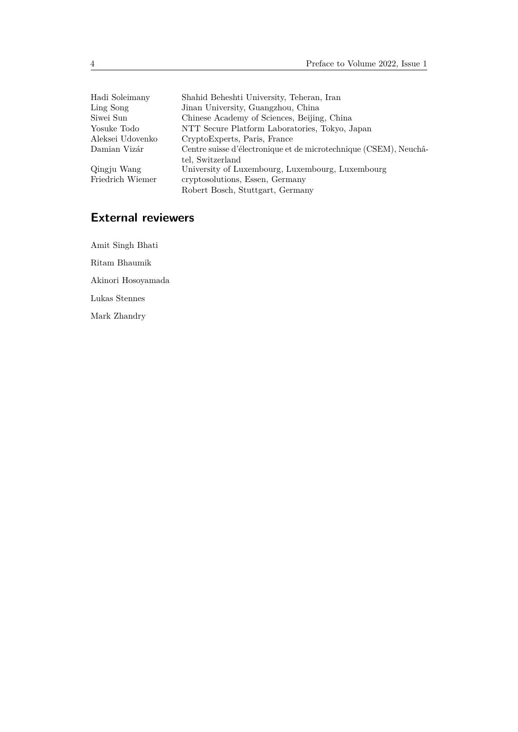| | |
|---|---|
| Hadi Soleimany | Shahid Beheshti University, Teheran, Iran |
| Ling Song | Jinan University, Guangzhou, China |
| Siwei Sun | Chinese Academy of Sciences, Beijing, China |
| Yosuke Todo | NTT Secure Platform Laboratories, Tokyo, Japan |
| Aleksei Udovenko | CryptoExperts, Paris, France |
| Damian Vizár | Centre suisse d'électronique et de microtechnique (CSEM), Neuchâtel, Switzerland |
| Qingju Wang | University of Luxembourg, Luxembourg, Luxembourg |
| Friedrich Wiemer | cryptosolutions, Essen, Germany |
| | Robert Bosch, Stuttgart, Germany |

## External reviewers

Amit Singh Bhati

Ritam Bhaumik

Akinori Hosoyamada

Lukas Stennes

Mark Zhandry